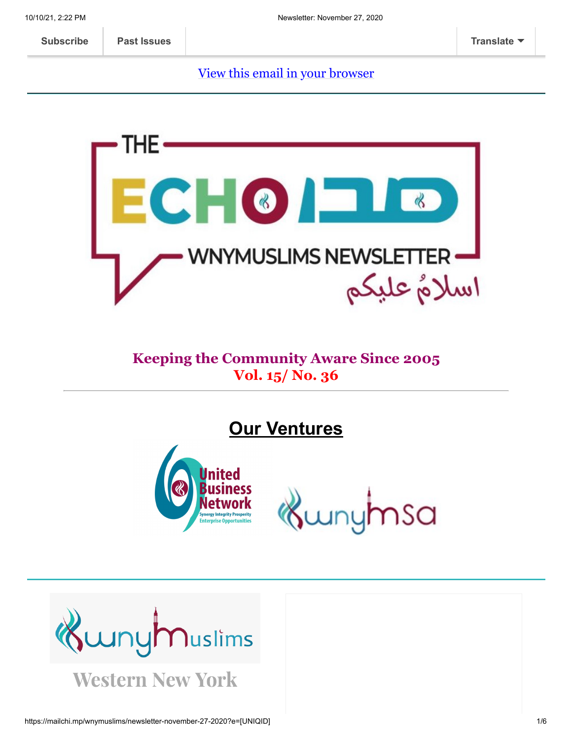Subscribe | Past Issues | Translate

View this email in your browser

THE ECHO صدى

WNYMUSLIMS NEWSLETTER

اسلامٌ عليكم

**Keeping the Community Aware Since 2005**
**Vol. 15/ No. 36**

---

## Our Ventures

United Business Network
Synergy Integrity Prosperity
Enterprise Opportunities

wnymsa

---

wnyMuslims

Western New York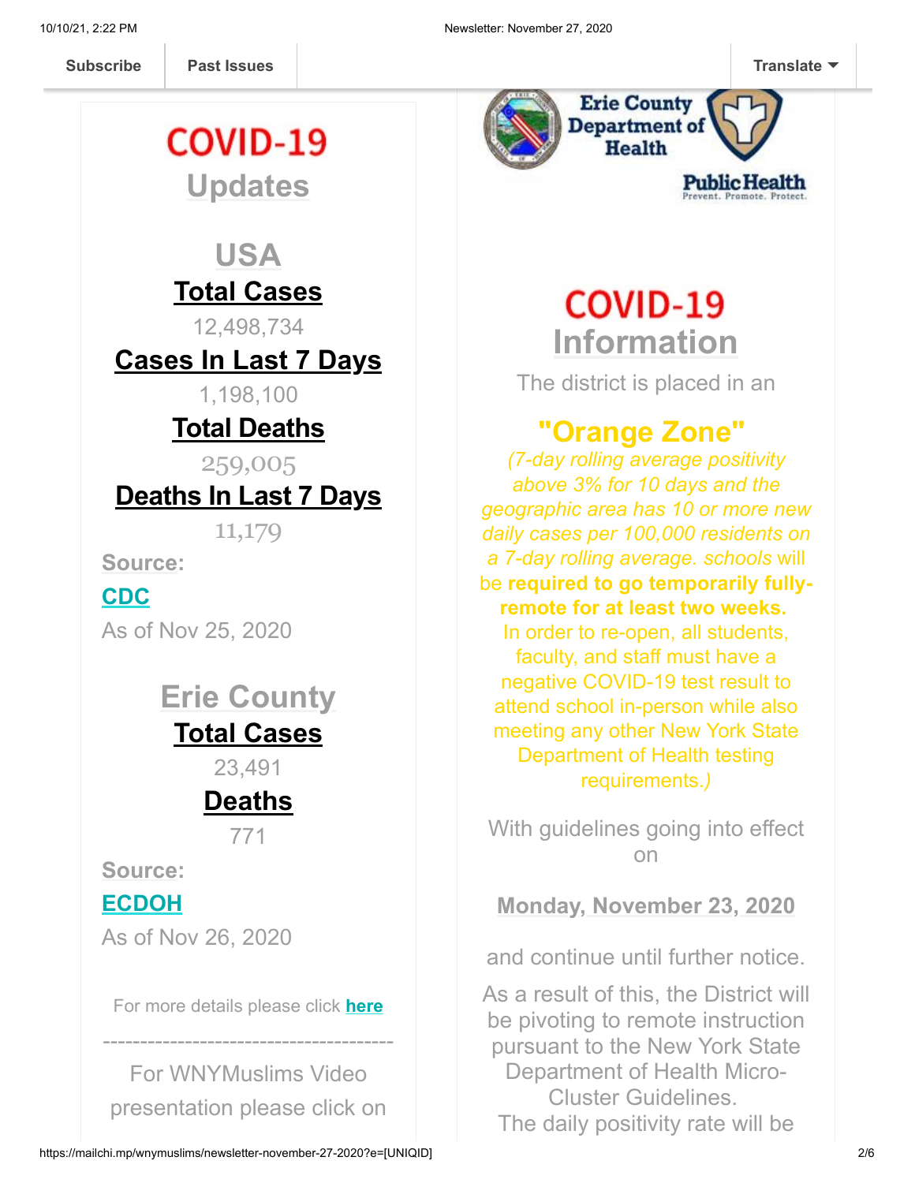Subscribe | Past Issues | Translate

# COVID-19 Updates

## USA

**Total Cases**

12,498,734

**Cases In Last 7 Days**

1,198,100

**Total Deaths**

259,005

**Deaths In Last 7 Days**

11,179

**Source:**

**CDC**

As of Nov 25, 2020

## Erie County

**Total Cases**

23,491

**Deaths**

771

**Source:**

**ECDOH**

As of Nov 26, 2020

For more details please click **here**

---------------------------------------

For WNYMuslims Video presentation please click on

Erie County Department of Health

Public Health Prevent. Promote. Protect.

# COVID-19 Information

The district is placed in an

## "Orange Zone"

*(7-day rolling average positivity above 3% for 10 days and the geographic area has 10 or more new daily cases per 100,000 residents on a 7-day rolling average. schools* will be **required to go temporarily fully-remote for at least two weeks.** In order to re-open, all students, faculty, and staff must have a negative COVID-19 test result to attend school in-person while also meeting any other New York State Department of Health testing requirements.*)*

With guidelines going into effect on

**Monday, November 23, 2020**

and continue until further notice.

As a result of this, the District will be pivoting to remote instruction pursuant to the New York State Department of Health Micro-Cluster Guidelines.

The daily positivity rate will be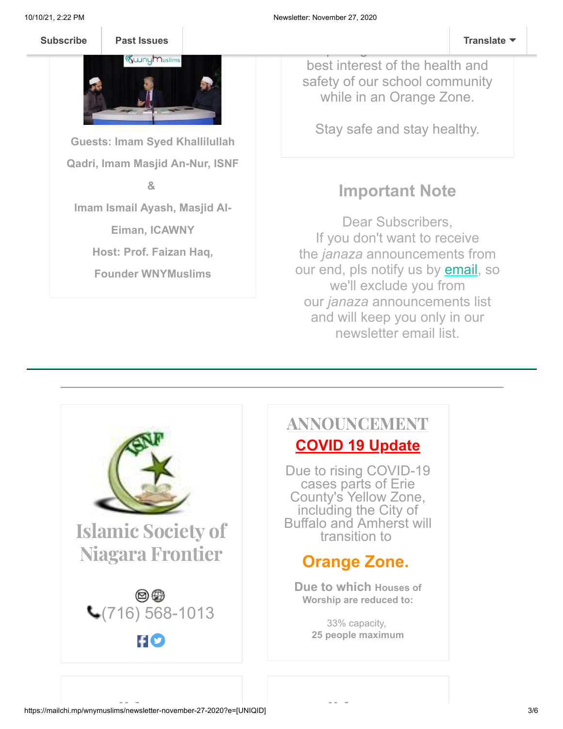Subscribe | Past Issues | Translate

**Guests: Imam Syed Khallilullah Qadri, Imam Masjid An-Nur, ISNF**

**&**

**Imam Ismail Ayash, Masjid Al-Eiman, ICAWNY**

**Host: Prof. Faizan Haq, Founder WNYMuslims**

best interest of the health and safety of our school community while in an Orange Zone.

Stay safe and stay healthy.

## Important Note

Dear Subscribers,
If you don't want to receive the *janaza* announcements from our end, pls notify us by email, so we'll exclude you from our *janaza* announcements list and will keep you only in our newsletter email list.

---

## Islamic Society of Niagara Frontier

(716) 568-1013

## ANNOUNCEMENT

### COVID 19 Update

Due to rising COVID-19 cases parts of Erie County's Yellow Zone, including the City of Buffalo and Amherst will transition to

### Orange Zone.

**Due to which Houses of Worship are reduced to:**

33% capacity,
**25 people maximum**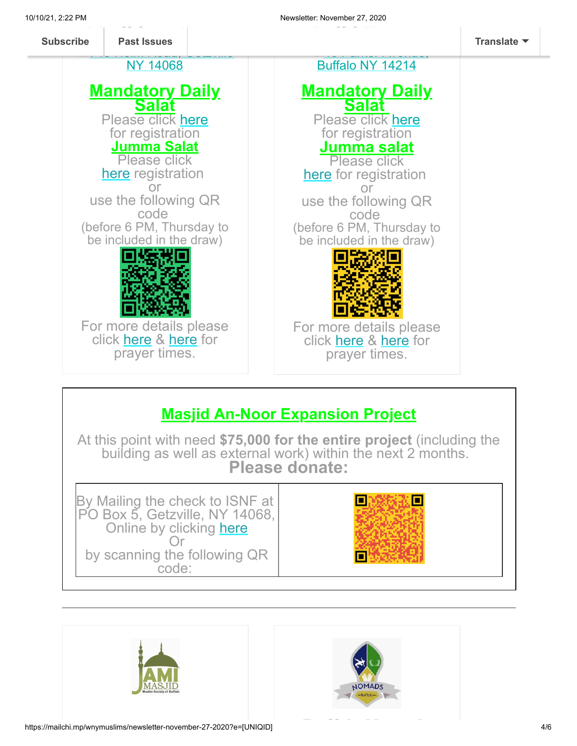Subscribe | Past Issues | Translate

NY 14068

**Mandatory Daily Salat**

Please click here for registration

**Jumma Salat**

Please click here registration or use the following QR code (before 6 PM, Thursday to be included in the draw)

For more details please click here & here for prayer times.

Buffalo NY 14214

**Mandatory Daily Salat**

Please click here for registration

**Jumma salat**

Please click here for registration or use the following QR code (before 6 PM, Thursday to be included in the draw)

For more details please click here & here for prayer times.

## Masjid An-Noor Expansion Project

At this point with need **$75,000 for the entire project** (including the building as well as external work) within the next 2 months.

**Please donate:**

By Mailing the check to ISNF at PO Box 5, Getzville, NY 14068, Online by clicking here Or by scanning the following QR code: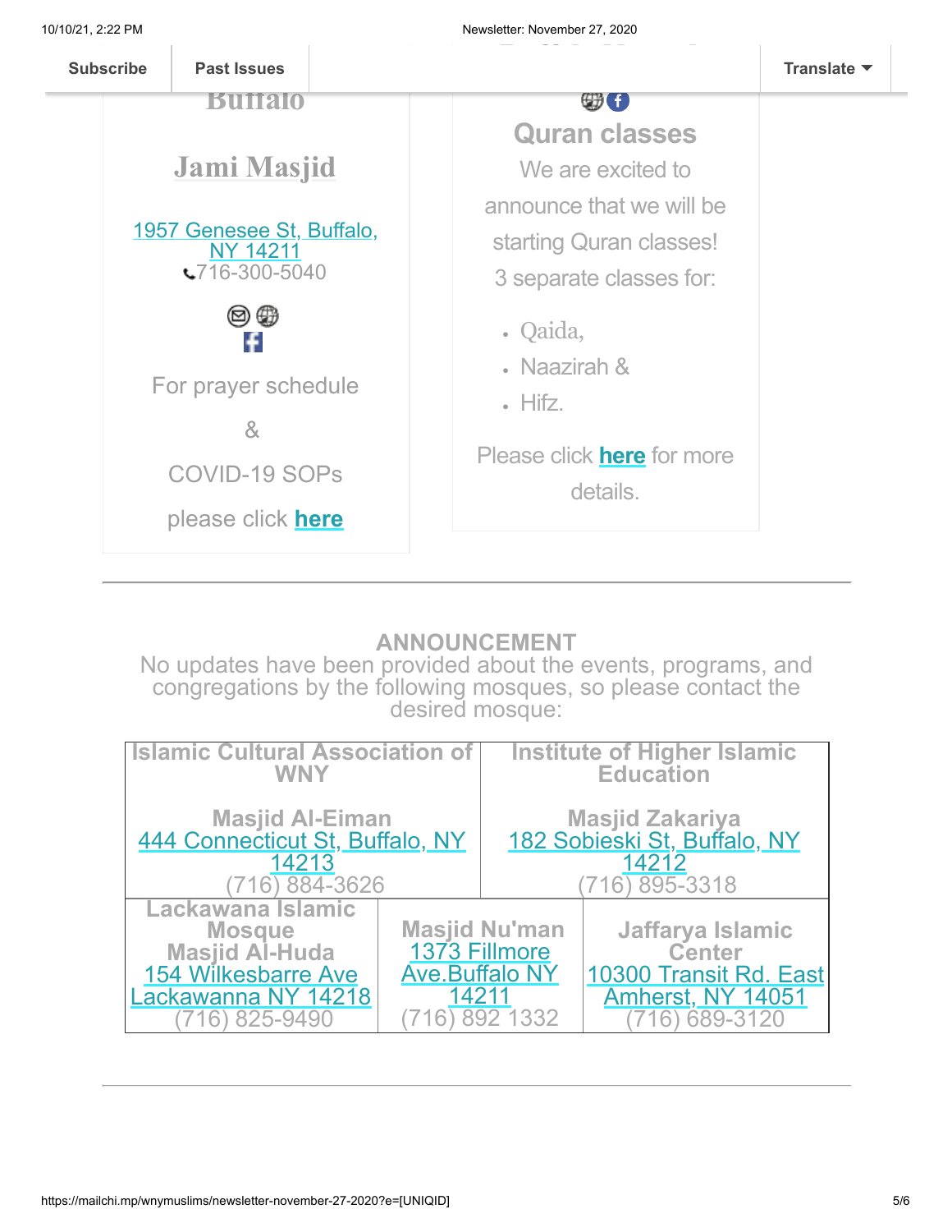Subscribe | Past Issues | Translate

Buffalo

Jami Masjid

1957 Genesee St, Buffalo, NY 14211
716-300-5040

For prayer schedule

&

COVID-19 SOPs

please click **here**

Quran classes

We are excited to announce that we will be starting Quran classes!
3 separate classes for:

- Qaida,
- Naazirah &
- Hifz.

Please click **here** for more details.

---

**ANNOUNCEMENT**

No updates have been provided about the events, programs, and congregations by the following mosques, so please contact the desired mosque:

| Islamic Cultural Association of WNY<br><br>Masjid Al-Eiman<br>444 Connecticut St, Buffalo, NY 14213<br>(716) 884-3626 | Institute of Higher Islamic Education<br><br>Masjid Zakariya<br>182 Sobieski St, Buffalo, NY 14212<br>(716) 895-3318 | |
|---|---|---|
| Lackawana Islamic Mosque<br>Masjid Al-Huda<br>154 Wilkesbarre Ave Lackawanna NY 14218<br>(716) 825-9490 | Masjid Nu'man<br>1373 Fillmore Ave.Buffalo NY 14211<br>(716) 892 1332 | Jaffarya Islamic Center<br>10300 Transit Rd. East Amherst, NY 14051<br>(716) 689-3120 |

---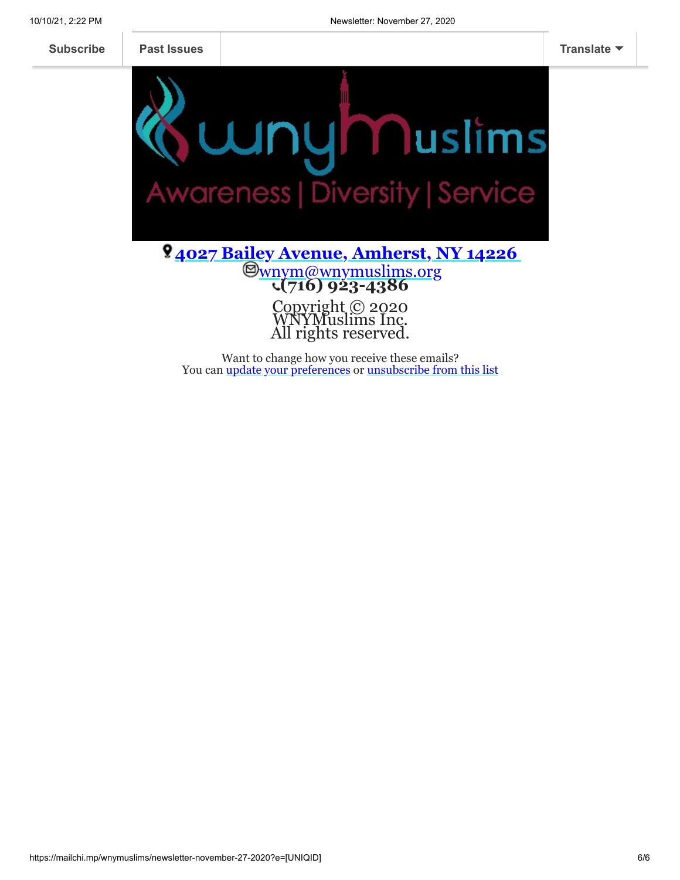Subscribe | Past Issues | Translate

**4027 Bailey Avenue, Amherst, NY 14226**

wnym@wnymuslims.org

**(716) 923-4386**

Copyright © 2020
WNYMuslims Inc.
All rights reserved.

Want to change how you receive these emails?
You can update your preferences or unsubscribe from this list